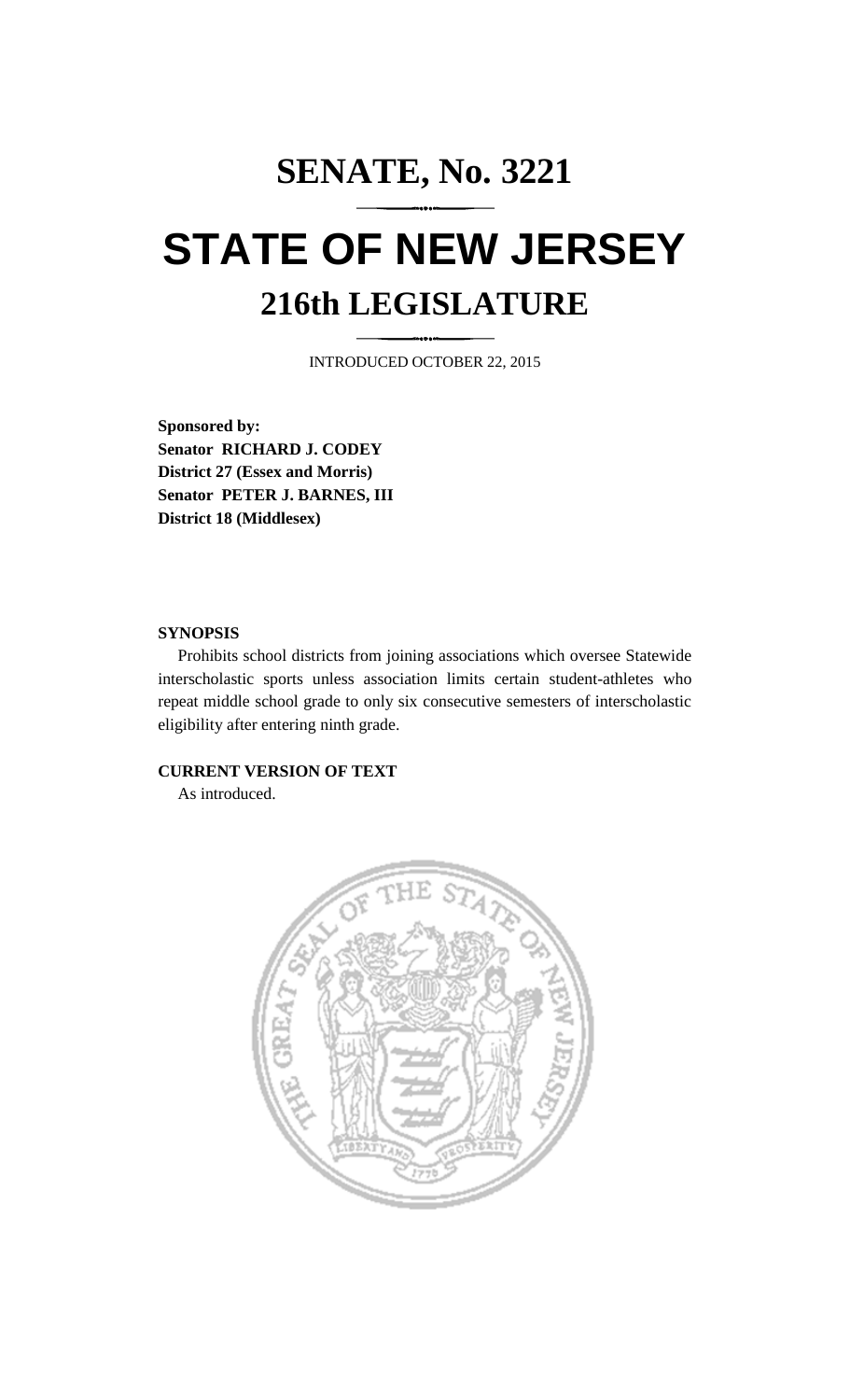# SENATE, No. 3221

# STATE OF NEW JERSEY

## 216th LEGISLATURE

INTRODUCED OCTOBER 22, 2015

**Sponsored by:**
**Senator RICHARD J. CODEY**
**District 27 (Essex and Morris)**
**Senator PETER J. BARNES, III**
**District 18 (Middlesex)**

**SYNOPSIS**

Prohibits school districts from joining associations which oversee Statewide interscholastic sports unless association limits certain student-athletes who repeat middle school grade to only six consecutive semesters of interscholastic eligibility after entering ninth grade.

**CURRENT VERSION OF TEXT**

As introduced.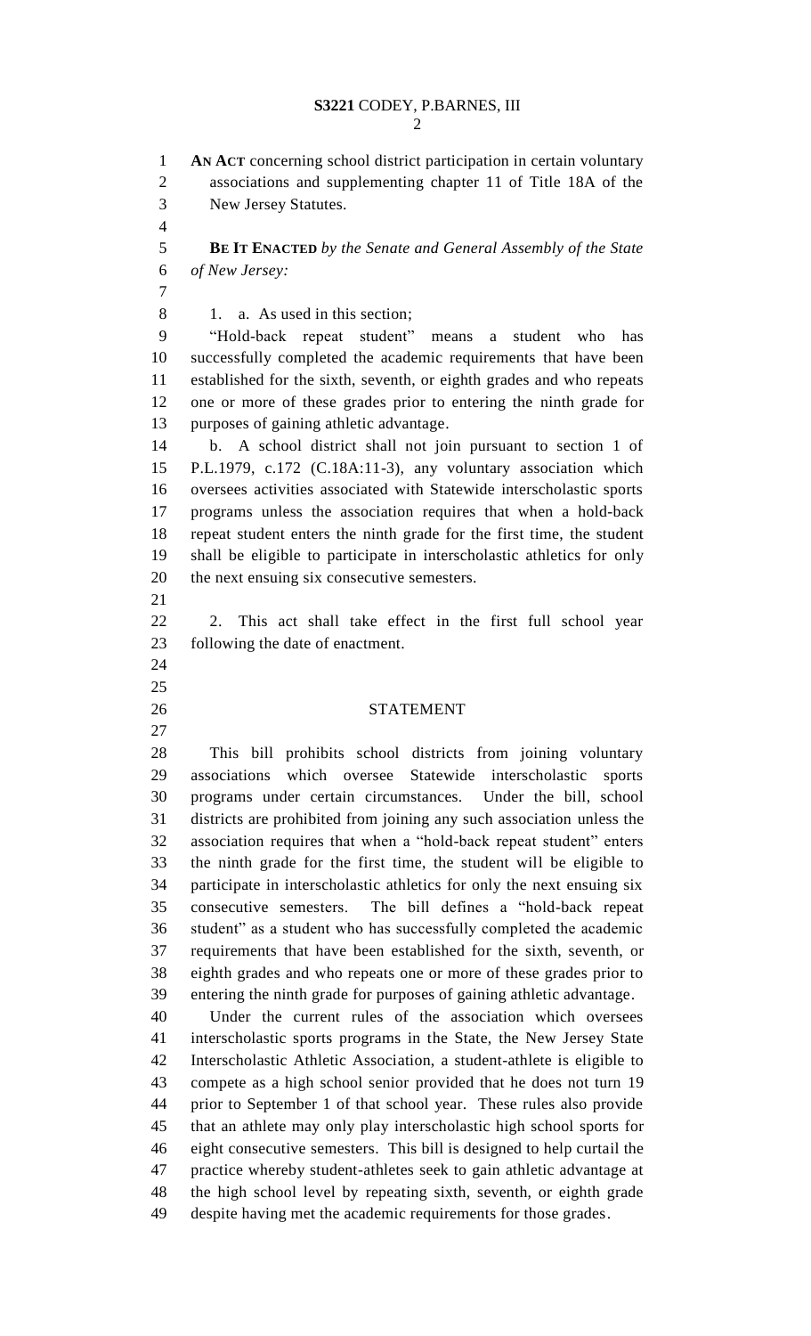**AN ACT** concerning school district participation in certain voluntary associations and supplementing chapter 11 of Title 18A of the New Jersey Statutes.

**BE IT ENACTED** *by the Senate and General Assembly of the State of New Jersey:*

1. a. As used in this section;

"Hold-back repeat student" means a student who has successfully completed the academic requirements that have been established for the sixth, seventh, or eighth grades and who repeats one or more of these grades prior to entering the ninth grade for purposes of gaining athletic advantage.

b. A school district shall not join pursuant to section 1 of P.L.1979, c.172 (C.18A:11-3), any voluntary association which oversees activities associated with Statewide interscholastic sports programs unless the association requires that when a hold-back repeat student enters the ninth grade for the first time, the student shall be eligible to participate in interscholastic athletics for only the next ensuing six consecutive semesters.

2. This act shall take effect in the first full school year following the date of enactment.

## STATEMENT

This bill prohibits school districts from joining voluntary associations which oversee Statewide interscholastic sports programs under certain circumstances. Under the bill, school districts are prohibited from joining any such association unless the association requires that when a "hold-back repeat student" enters the ninth grade for the first time, the student will be eligible to participate in interscholastic athletics for only the next ensuing six consecutive semesters. The bill defines a "hold-back repeat student" as a student who has successfully completed the academic requirements that have been established for the sixth, seventh, or eighth grades and who repeats one or more of these grades prior to entering the ninth grade for purposes of gaining athletic advantage.

Under the current rules of the association which oversees interscholastic sports programs in the State, the New Jersey State Interscholastic Athletic Association, a student-athlete is eligible to compete as a high school senior provided that he does not turn 19 prior to September 1 of that school year. These rules also provide that an athlete may only play interscholastic high school sports for eight consecutive semesters. This bill is designed to help curtail the practice whereby student-athletes seek to gain athletic advantage at the high school level by repeating sixth, seventh, or eighth grade despite having met the academic requirements for those grades.